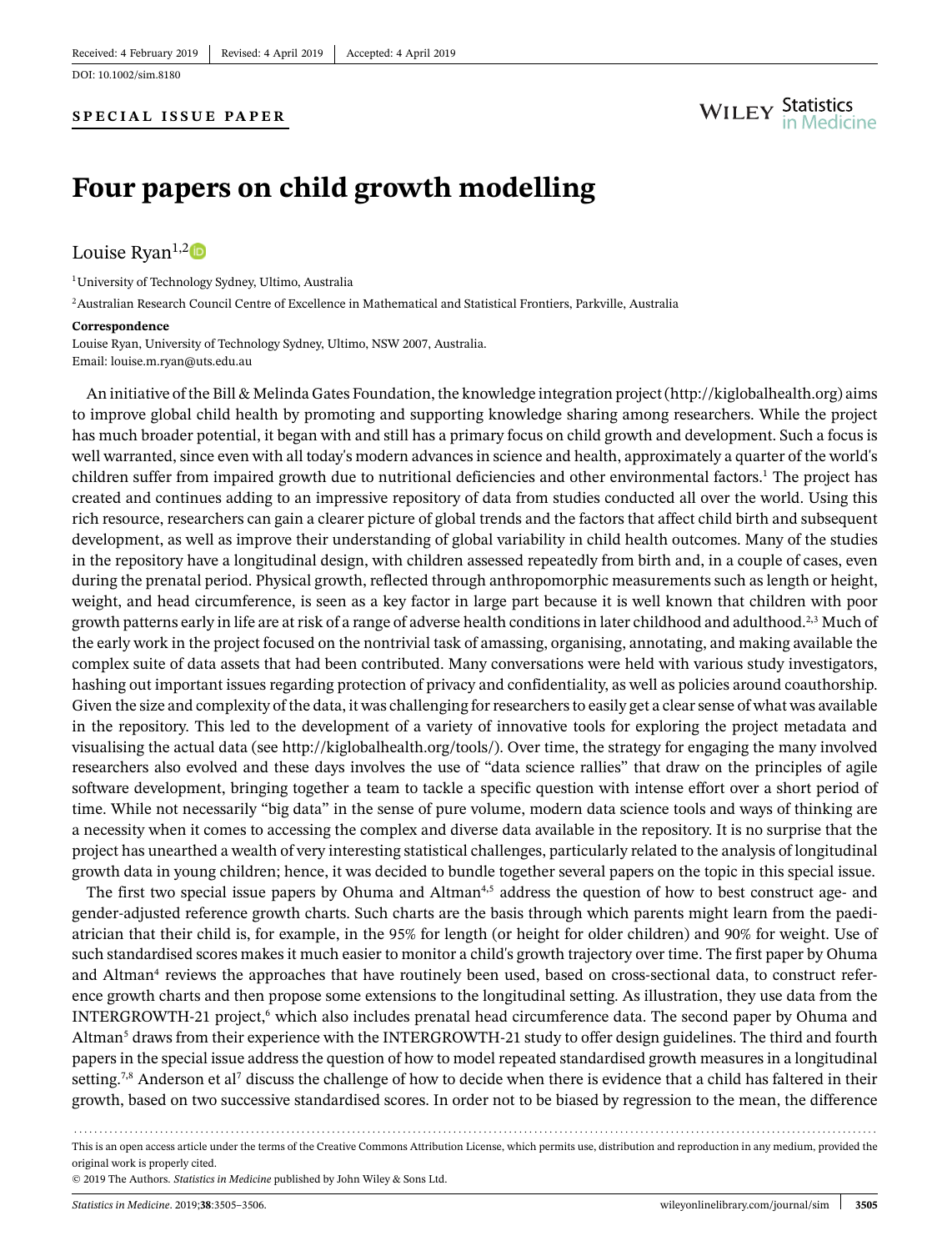Received: 4 February 2019 | Revised: 4 April 2019 | Accepted: 4 April 2019

DOI: 10.1002/sim.8180

**SPECIAL ISSUE PAPER**

# Four papers on child growth modelling

Louise Ryan[1,2]

[1]University of Technology Sydney, Ultimo, Australia

[2]Australian Research Council Centre of Excellence in Mathematical and Statistical Frontiers, Parkville, Australia

**Correspondence**
Louise Ryan, University of Technology Sydney, Ultimo, NSW 2007, Australia.
Email: louise.m.ryan@uts.edu.au

An initiative of the Bill & Melinda Gates Foundation, the knowledge integration project (http://kiglobalhealth.org) aims to improve global child health by promoting and supporting knowledge sharing among researchers. While the project has much broader potential, it began with and still has a primary focus on child growth and development. Such a focus is well warranted, since even with all today's modern advances in science and health, approximately a quarter of the world's children suffer from impaired growth due to nutritional deficiencies and other environmental factors.[1] The project has created and continues adding to an impressive repository of data from studies conducted all over the world. Using this rich resource, researchers can gain a clearer picture of global trends and the factors that affect child birth and subsequent development, as well as improve their understanding of global variability in child health outcomes. Many of the studies in the repository have a longitudinal design, with children assessed repeatedly from birth and, in a couple of cases, even during the prenatal period. Physical growth, reflected through anthropomorphic measurements such as length or height, weight, and head circumference, is seen as a key factor in large part because it is well known that children with poor growth patterns early in life are at risk of a range of adverse health conditions in later childhood and adulthood.[2,3] Much of the early work in the project focused on the nontrivial task of amassing, organising, annotating, and making available the complex suite of data assets that had been contributed. Many conversations were held with various study investigators, hashing out important issues regarding protection of privacy and confidentiality, as well as policies around coauthorship. Given the size and complexity of the data, it was challenging for researchers to easily get a clear sense of what was available in the repository. This led to the development of a variety of innovative tools for exploring the project metadata and visualising the actual data (see http://kiglobalhealth.org/tools/). Over time, the strategy for engaging the many involved researchers also evolved and these days involves the use of "data science rallies" that draw on the principles of agile software development, bringing together a team to tackle a specific question with intense effort over a short period of time. While not necessarily "big data" in the sense of pure volume, modern data science tools and ways of thinking are a necessity when it comes to accessing the complex and diverse data available in the repository. It is no surprise that the project has unearthed a wealth of very interesting statistical challenges, particularly related to the analysis of longitudinal growth data in young children; hence, it was decided to bundle together several papers on the topic in this special issue.

The first two special issue papers by Ohuma and Altman[4,5] address the question of how to best construct age- and gender-adjusted reference growth charts. Such charts are the basis through which parents might learn from the paediatrician that their child is, for example, in the 95% for length (or height for older children) and 90% for weight. Use of such standardised scores makes it much easier to monitor a child's growth trajectory over time. The first paper by Ohuma and Altman[4] reviews the approaches that have routinely been used, based on cross-sectional data, to construct reference growth charts and then propose some extensions to the longitudinal setting. As illustration, they use data from the INTERGROWTH-21 project,[6] which also includes prenatal head circumference data. The second paper by Ohuma and Altman[5] draws from their experience with the INTERGROWTH-21 study to offer design guidelines. The third and fourth papers in the special issue address the question of how to model repeated standardised growth measures in a longitudinal setting.[7,8] Anderson et al[7] discuss the challenge of how to decide when there is evidence that a child has faltered in their growth, based on two successive standardised scores. In order not to be biased by regression to the mean, the difference

This is an open access article under the terms of the Creative Commons Attribution License, which permits use, distribution and reproduction in any medium, provided the original work is properly cited.

© 2019 The Authors. *Statistics in Medicine* published by John Wiley & Sons Ltd.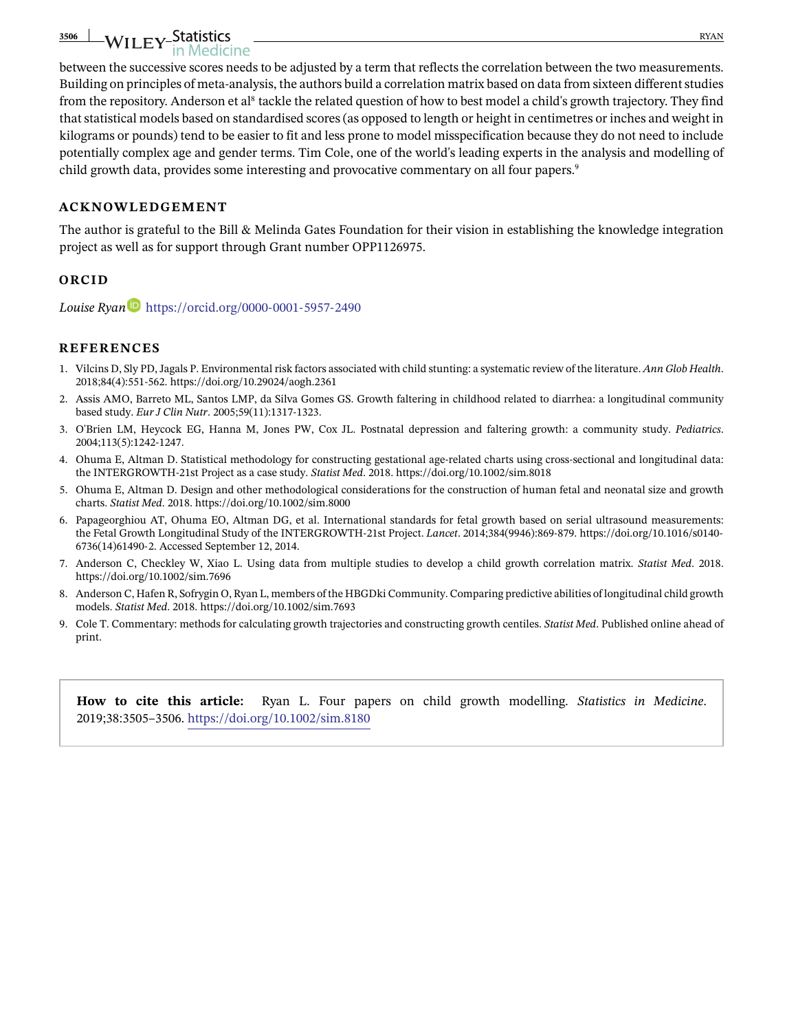between the successive scores needs to be adjusted by a term that reflects the correlation between the two measurements. Building on principles of meta-analysis, the authors build a correlation matrix based on data from sixteen different studies from the repository. Anderson et al[8] tackle the related question of how to best model a child's growth trajectory. They find that statistical models based on standardised scores (as opposed to length or height in centimetres or inches and weight in kilograms or pounds) tend to be easier to fit and less prone to model misspecification because they do not need to include potentially complex age and gender terms. Tim Cole, one of the world's leading experts in the analysis and modelling of child growth data, provides some interesting and provocative commentary on all four papers.[9]

## ACKNOWLEDGEMENT

The author is grateful to the Bill & Melinda Gates Foundation for their vision in establishing the knowledge integration project as well as for support through Grant number OPP1126975.

## ORCID

*Louise Ryan* https://orcid.org/0000-0001-5957-2490

## REFERENCES

1. Vilcins D, Sly PD, Jagals P. Environmental risk factors associated with child stunting: a systematic review of the literature. *Ann Glob Health*. 2018;84(4):551-562. https://doi.org/10.29024/aogh.2361
2. Assis AMO, Barreto ML, Santos LMP, da Silva Gomes GS. Growth faltering in childhood related to diarrhea: a longitudinal community based study. *Eur J Clin Nutr*. 2005;59(11):1317-1323.
3. O'Brien LM, Heycock EG, Hanna M, Jones PW, Cox JL. Postnatal depression and faltering growth: a community study. *Pediatrics*. 2004;113(5):1242-1247.
4. Ohuma E, Altman D. Statistical methodology for constructing gestational age-related charts using cross-sectional and longitudinal data: the INTERGROWTH-21st Project as a case study. *Statist Med*. 2018. https://doi.org/10.1002/sim.8018
5. Ohuma E, Altman D. Design and other methodological considerations for the construction of human fetal and neonatal size and growth charts. *Statist Med*. 2018. https://doi.org/10.1002/sim.8000
6. Papageorghiou AT, Ohuma EO, Altman DG, et al. International standards for fetal growth based on serial ultrasound measurements: the Fetal Growth Longitudinal Study of the INTERGROWTH-21st Project. *Lancet*. 2014;384(9946):869-879. https://doi.org/10.1016/s0140-6736(14)61490-2. Accessed September 12, 2014.
7. Anderson C, Checkley W, Xiao L. Using data from multiple studies to develop a child growth correlation matrix. *Statist Med*. 2018. https://doi.org/10.1002/sim.7696
8. Anderson C, Hafen R, Sofrygin O, Ryan L, members of the HBGDki Community. Comparing predictive abilities of longitudinal child growth models. *Statist Med*. 2018. https://doi.org/10.1002/sim.7693
9. Cole T. Commentary: methods for calculating growth trajectories and constructing growth centiles. *Statist Med*. Published online ahead of print.

**How to cite this article:** Ryan L. Four papers on child growth modelling. *Statistics in Medicine*. 2019;38:3505–3506. https://doi.org/10.1002/sim.8180